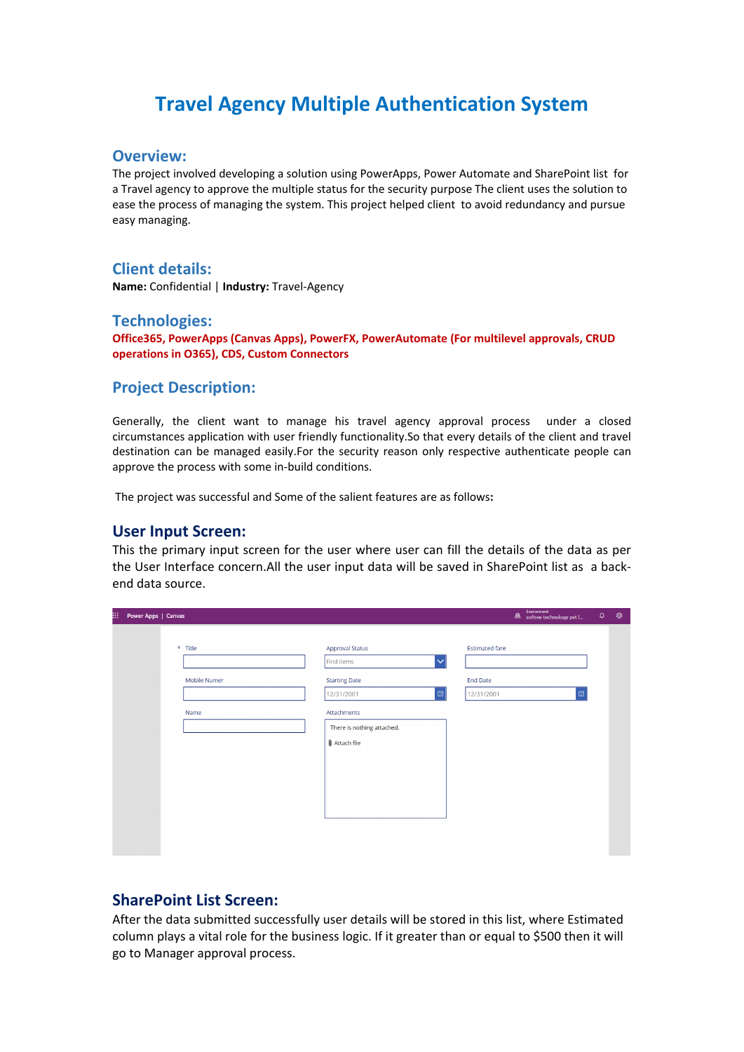# Travel Agency Multiple Authentication System

## Overview:

The project involved developing a solution using PowerApps, Power Automate and SharePoint list for a Travel agency to approve the multiple status for the security purpose The client uses the solution to ease the process of managing the system. This project helped client to avoid redundancy and pursue easy managing.

## Client details:

**Name:** Confidential | **Industry:** Travel-Agency

## Technologies:

**Office365, PowerApps (Canvas Apps), PowerFX, PowerAutomate (For multilevel approvals, CRUD operations in O365), CDS, Custom Connectors**

## Project Description:

Generally, the client want to manage his travel agency approval process under a closed circumstances application with user friendly functionality.So that every details of the client and travel destination can be managed easily.For the security reason only respective authenticate people can approve the process with some in-build conditions.

The project was successful and Some of the salient features are as follows:

## User Input Screen:

This the primary input screen for the user where user can fill the details of the data as per the User Interface concern.All the user input data will be saved in SharePoint list as a back-end data source.

## SharePoint List Screen:

After the data submitted successfully user details will be stored in this list, where Estimated column plays a vital role for the business logic. If it greater than or equal to $500 then it will go to Manager approval process.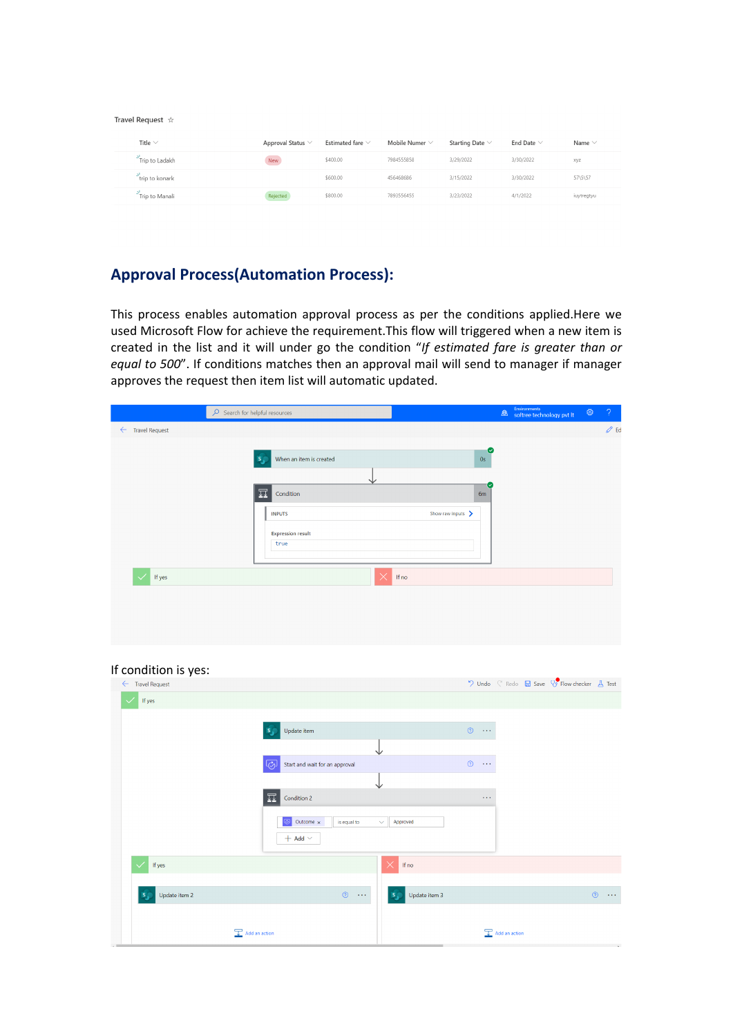Travel Request ☆

| Title | Approval Status | Estimated fare | Mobile Numer | Starting Date | End Date | Name |
|---|---|---|---|---|---|---|
| Trip to Ladakh | New | $400.00 | 7984555858 | 3/29/2022 | 3/30/2022 | xyz |
| trip to konark | | $600.00 | 456468686 | 3/15/2022 | 3/30/2022 | 57\5\57 |
| Trip to Manali | Rejected | $800.00 | 7893556455 | 3/23/2022 | 4/1/2022 | iuytregtyu |

## Approval Process(Automation Process):

This process enables automation approval process as per the conditions applied.Here we used Microsoft Flow for achieve the requirement.This flow will triggered when a new item is created in the list and it will under go the condition "*If estimated fare is greater than or equal to 500*". If conditions matches then an approval mail will send to manager if manager approves the request then item list will automatic updated.

If condition is yes: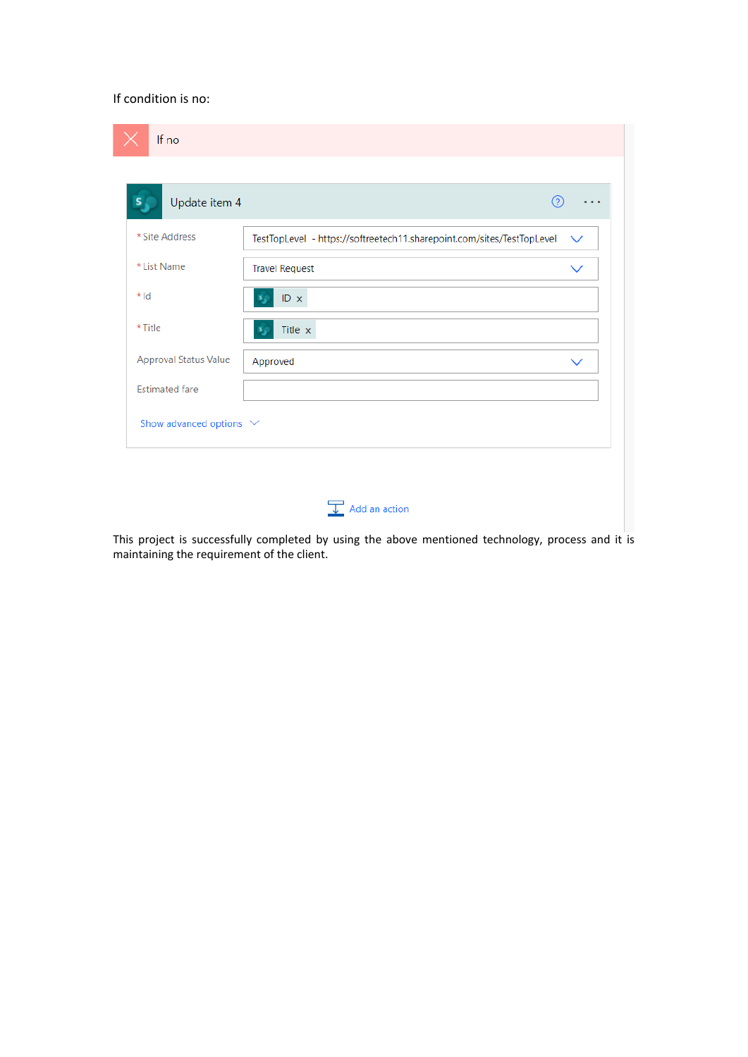If condition is no:

If no

Update item 4

* Site Address: TestTopLevel - https://softreetech11.sharepoint.com/sites/TestTopLevel

* List Name: Travel Request

* Id: ID

* Title: Title

Approval Status Value: Approved

Estimated fare

Show advanced options

Add an action

This project is successfully completed by using the above mentioned technology, process and it is maintaining the requirement of the client.